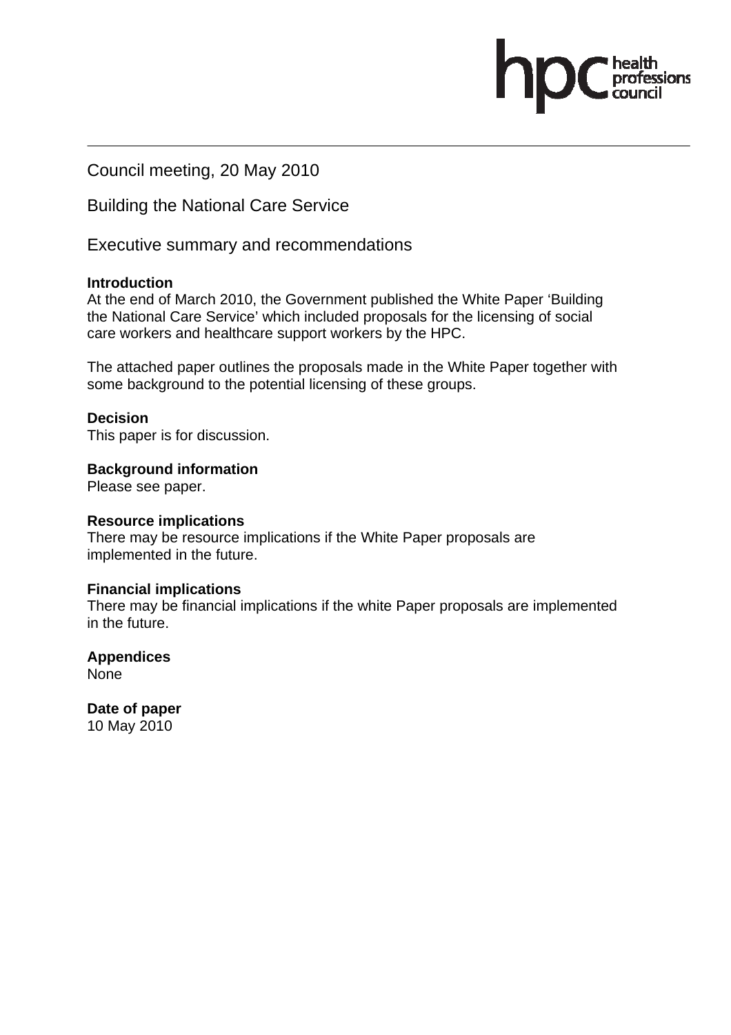Council meeting, 20 May 2010

Building the National Care Service

Executive summary and recommendations

**Introduction**
At the end of March 2010, the Government published the White Paper 'Building the National Care Service' which included proposals for the licensing of social care workers and healthcare support workers by the HPC.

The attached paper outlines the proposals made in the White Paper together with some background to the potential licensing of these groups.

**Decision**
This paper is for discussion.

**Background information**
Please see paper.

**Resource implications**
There may be resource implications if the White Paper proposals are implemented in the future.

**Financial implications**
There may be financial implications if the white Paper proposals are implemented in the future.

**Appendices**
None

**Date of paper**
10 May 2010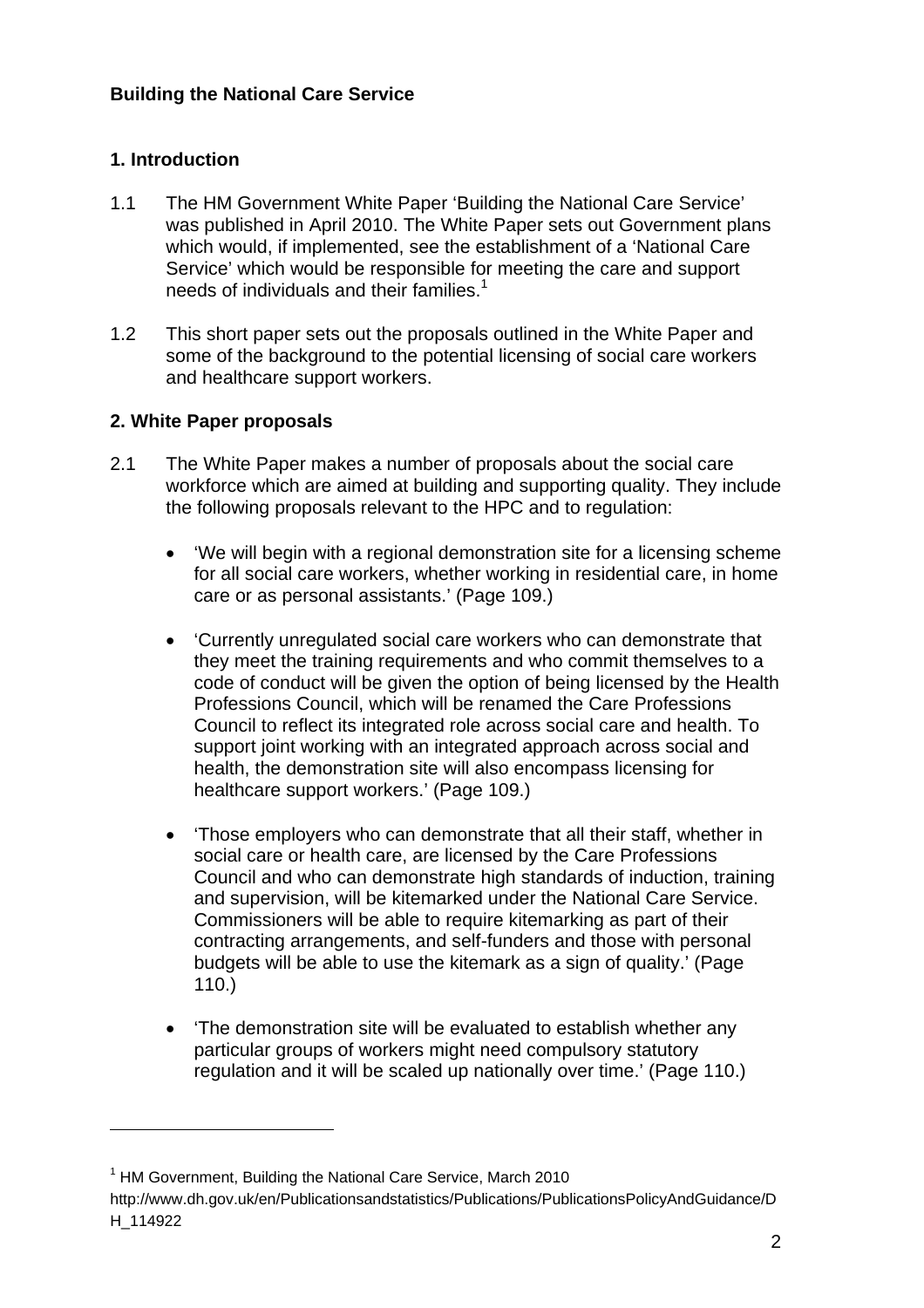**Building the National Care Service**

## 1. Introduction

1.1 The HM Government White Paper 'Building the National Care Service' was published in April 2010. The White Paper sets out Government plans which would, if implemented, see the establishment of a 'National Care Service' which would be responsible for meeting the care and support needs of individuals and their families.[1]

1.2 This short paper sets out the proposals outlined in the White Paper and some of the background to the potential licensing of social care workers and healthcare support workers.

## 2. White Paper proposals

2.1 The White Paper makes a number of proposals about the social care workforce which are aimed at building and supporting quality. They include the following proposals relevant to the HPC and to regulation:

- 'We will begin with a regional demonstration site for a licensing scheme for all social care workers, whether working in residential care, in home care or as personal assistants.' (Page 109.)

- 'Currently unregulated social care workers who can demonstrate that they meet the training requirements and who commit themselves to a code of conduct will be given the option of being licensed by the Health Professions Council, which will be renamed the Care Professions Council to reflect its integrated role across social care and health. To support joint working with an integrated approach across social and health, the demonstration site will also encompass licensing for healthcare support workers.' (Page 109.)

- 'Those employers who can demonstrate that all their staff, whether in social care or health care, are licensed by the Care Professions Council and who can demonstrate high standards of induction, training and supervision, will be kitemarked under the National Care Service. Commissioners will be able to require kitemarking as part of their contracting arrangements, and self-funders and those with personal budgets will be able to use the kitemark as a sign of quality.' (Page 110.)

- 'The demonstration site will be evaluated to establish whether any particular groups of workers might need compulsory statutory regulation and it will be scaled up nationally over time.' (Page 110.)

---

[1] HM Government, Building the National Care Service, March 2010 http://www.dh.gov.uk/en/Publicationsandstatistics/Publications/PublicationsPolicyAndGuidance/DH_114922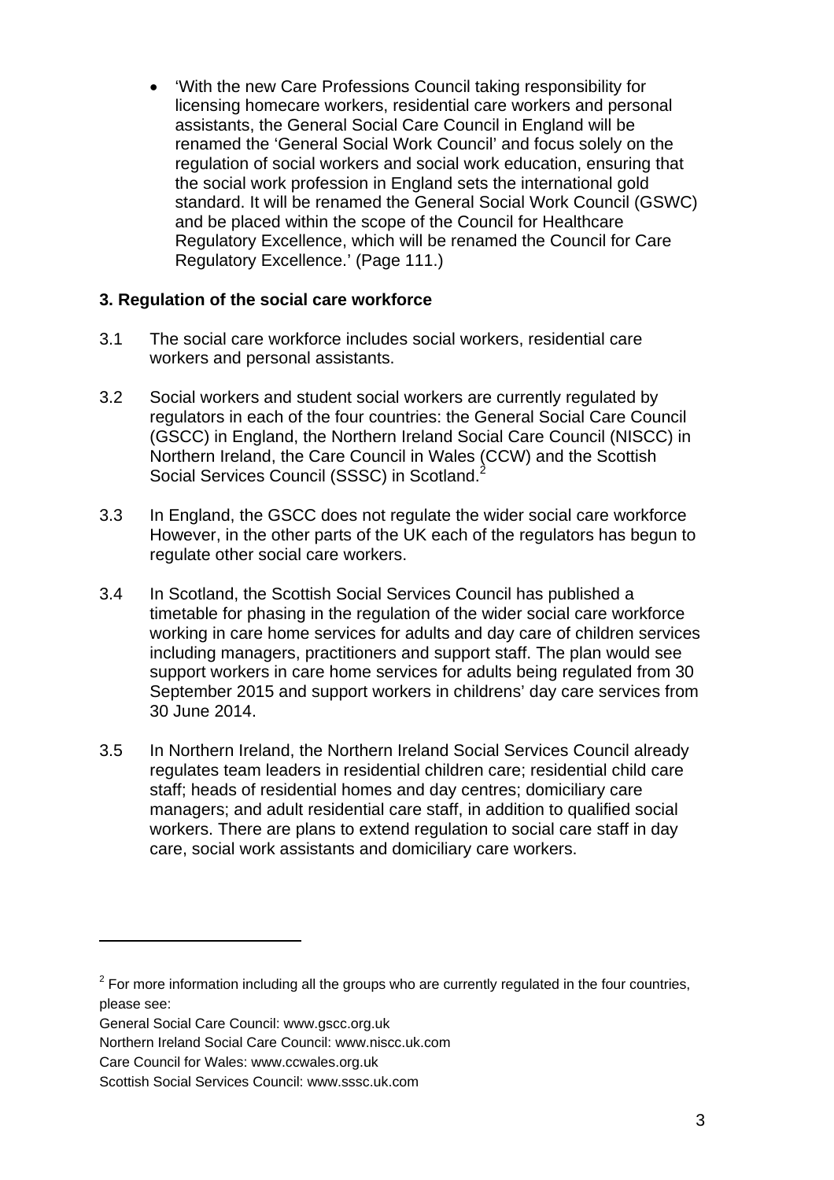- 'With the new Care Professions Council taking responsibility for licensing homecare workers, residential care workers and personal assistants, the General Social Care Council in England will be renamed the 'General Social Work Council' and focus solely on the regulation of social workers and social work education, ensuring that the social work profession in England sets the international gold standard. It will be renamed the General Social Work Council (GSWC) and be placed within the scope of the Council for Healthcare Regulatory Excellence, which will be renamed the Council for Care Regulatory Excellence.' (Page 111.)

### 3. Regulation of the social care workforce

3.1 The social care workforce includes social workers, residential care workers and personal assistants.

3.2 Social workers and student social workers are currently regulated by regulators in each of the four countries: the General Social Care Council (GSCC) in England, the Northern Ireland Social Care Council (NISCC) in Northern Ireland, the Care Council in Wales (CCW) and the Scottish Social Services Council (SSSC) in Scotland.[2]

3.3 In England, the GSCC does not regulate the wider social care workforce However, in the other parts of the UK each of the regulators has begun to regulate other social care workers.

3.4 In Scotland, the Scottish Social Services Council has published a timetable for phasing in the regulation of the wider social care workforce working in care home services for adults and day care of children services including managers, practitioners and support staff. The plan would see support workers in care home services for adults being regulated from 30 September 2015 and support workers in childrens' day care services from 30 June 2014.

3.5 In Northern Ireland, the Northern Ireland Social Services Council already regulates team leaders in residential children care; residential child care staff; heads of residential homes and day centres; domiciliary care managers; and adult residential care staff, in addition to qualified social workers. There are plans to extend regulation to social care staff in day care, social work assistants and domiciliary care workers.

---

[2] For more information including all the groups who are currently regulated in the four countries, please see:
General Social Care Council: www.gscc.org.uk
Northern Ireland Social Care Council: www.niscc.uk.com
Care Council for Wales: www.ccwales.org.uk
Scottish Social Services Council: www.sssc.uk.com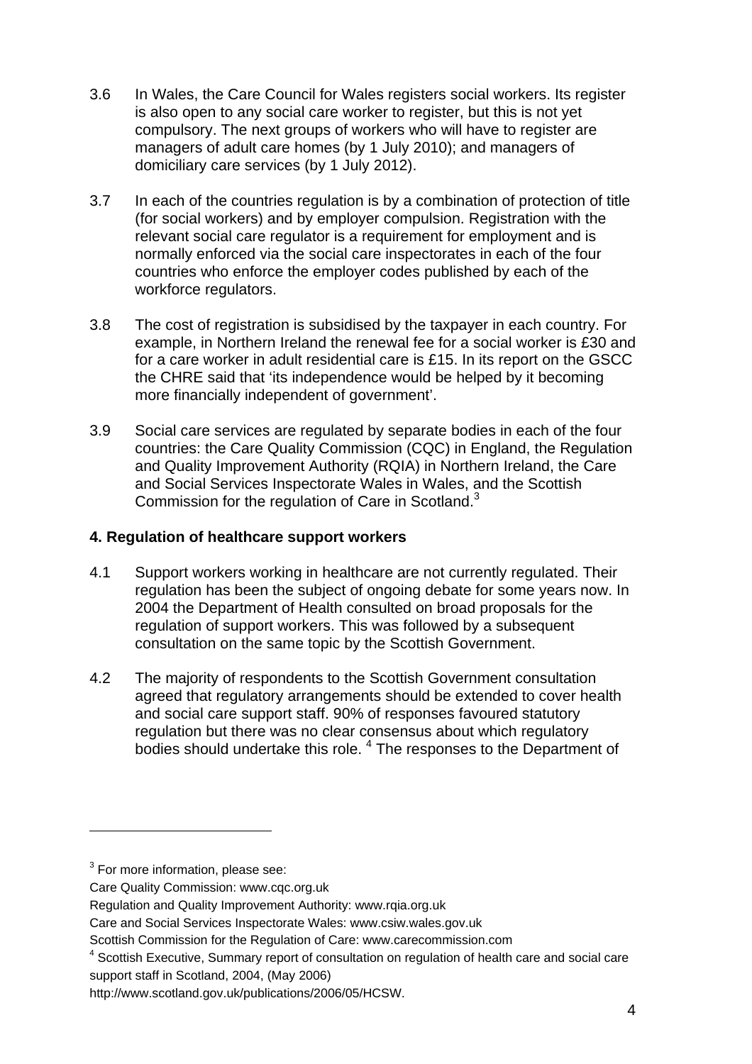3.6 In Wales, the Care Council for Wales registers social workers. Its register is also open to any social care worker to register, but this is not yet compulsory. The next groups of workers who will have to register are managers of adult care homes (by 1 July 2010); and managers of domiciliary care services (by 1 July 2012).

3.7 In each of the countries regulation is by a combination of protection of title (for social workers) and by employer compulsion. Registration with the relevant social care regulator is a requirement for employment and is normally enforced via the social care inspectorates in each of the four countries who enforce the employer codes published by each of the workforce regulators.

3.8 The cost of registration is subsidised by the taxpayer in each country. For example, in Northern Ireland the renewal fee for a social worker is £30 and for a care worker in adult residential care is £15. In its report on the GSCC the CHRE said that 'its independence would be helped by it becoming more financially independent of government'.

3.9 Social care services are regulated by separate bodies in each of the four countries: the Care Quality Commission (CQC) in England, the Regulation and Quality Improvement Authority (RQIA) in Northern Ireland, the Care and Social Services Inspectorate Wales in Wales, and the Scottish Commission for the regulation of Care in Scotland.[3]

## 4. Regulation of healthcare support workers

4.1 Support workers working in healthcare are not currently regulated. Their regulation has been the subject of ongoing debate for some years now. In 2004 the Department of Health consulted on broad proposals for the regulation of support workers. This was followed by a subsequent consultation on the same topic by the Scottish Government.

4.2 The majority of respondents to the Scottish Government consultation agreed that regulatory arrangements should be extended to cover health and social care support staff. 90% of responses favoured statutory regulation but there was no clear consensus about which regulatory bodies should undertake this role. [4] The responses to the Department of

---

[3] For more information, please see:
Care Quality Commission: www.cqc.org.uk
Regulation and Quality Improvement Authority: www.rqia.org.uk
Care and Social Services Inspectorate Wales: www.csiw.wales.gov.uk
Scottish Commission for the Regulation of Care: www.carecommission.com

[4] Scottish Executive, Summary report of consultation on regulation of health care and social care support staff in Scotland, 2004, (May 2006)
http://www.scotland.gov.uk/publications/2006/05/HCSW.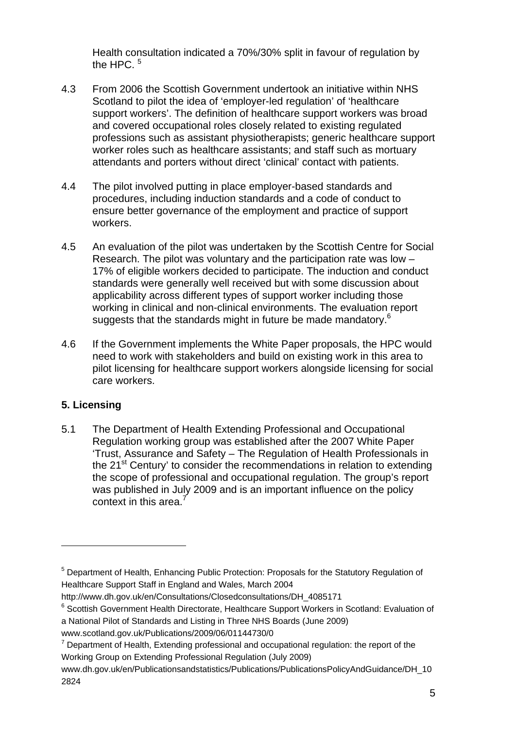Health consultation indicated a 70%/30% split in favour of regulation by the HPC. [5]

4.3 From 2006 the Scottish Government undertook an initiative within NHS Scotland to pilot the idea of 'employer-led regulation' of 'healthcare support workers'. The definition of healthcare support workers was broad and covered occupational roles closely related to existing regulated professions such as assistant physiotherapists; generic healthcare support worker roles such as healthcare assistants; and staff such as mortuary attendants and porters without direct 'clinical' contact with patients.

4.4 The pilot involved putting in place employer-based standards and procedures, including induction standards and a code of conduct to ensure better governance of the employment and practice of support workers.

4.5 An evaluation of the pilot was undertaken by the Scottish Centre for Social Research. The pilot was voluntary and the participation rate was low – 17% of eligible workers decided to participate. The induction and conduct standards were generally well received but with some discussion about applicability across different types of support worker including those working in clinical and non-clinical environments. The evaluation report suggests that the standards might in future be made mandatory.[6]

4.6 If the Government implements the White Paper proposals, the HPC would need to work with stakeholders and build on existing work in this area to pilot licensing for healthcare support workers alongside licensing for social care workers.

## 5. Licensing

5.1 The Department of Health Extending Professional and Occupational Regulation working group was established after the 2007 White Paper 'Trust, Assurance and Safety – The Regulation of Health Professionals in the 21st Century' to consider the recommendations in relation to extending the scope of professional and occupational regulation. The group's report was published in July 2009 and is an important influence on the policy context in this area.[7]

---

[5] Department of Health, Enhancing Public Protection: Proposals for the Statutory Regulation of Healthcare Support Staff in England and Wales, March 2004 http://www.dh.gov.uk/en/Consultations/Closedconsultations/DH_4085171

[6] Scottish Government Health Directorate, Healthcare Support Workers in Scotland: Evaluation of a National Pilot of Standards and Listing in Three NHS Boards (June 2009) www.scotland.gov.uk/Publications/2009/06/01144730/0

[7] Department of Health, Extending professional and occupational regulation: the report of the Working Group on Extending Professional Regulation (July 2009) www.dh.gov.uk/en/Publicationsandstatistics/Publications/PublicationsPolicyAndGuidance/DH_102824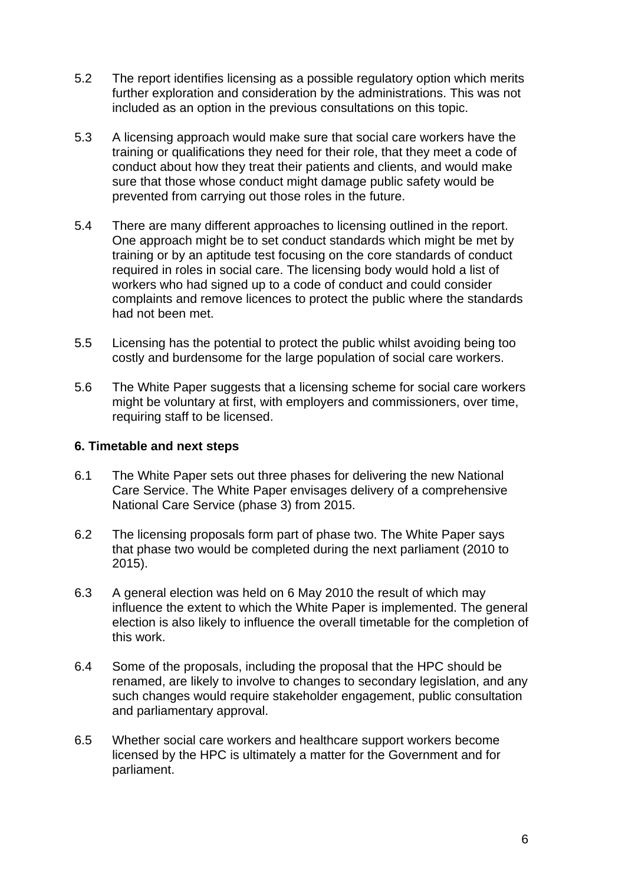5.2 The report identifies licensing as a possible regulatory option which merits further exploration and consideration by the administrations. This was not included as an option in the previous consultations on this topic.

5.3 A licensing approach would make sure that social care workers have the training or qualifications they need for their role, that they meet a code of conduct about how they treat their patients and clients, and would make sure that those whose conduct might damage public safety would be prevented from carrying out those roles in the future.

5.4 There are many different approaches to licensing outlined in the report. One approach might be to set conduct standards which might be met by training or by an aptitude test focusing on the core standards of conduct required in roles in social care. The licensing body would hold a list of workers who had signed up to a code of conduct and could consider complaints and remove licences to protect the public where the standards had not been met.

5.5 Licensing has the potential to protect the public whilst avoiding being too costly and burdensome for the large population of social care workers.

5.6 The White Paper suggests that a licensing scheme for social care workers might be voluntary at first, with employers and commissioners, over time, requiring staff to be licensed.

**6. Timetable and next steps**

6.1 The White Paper sets out three phases for delivering the new National Care Service. The White Paper envisages delivery of a comprehensive National Care Service (phase 3) from 2015.

6.2 The licensing proposals form part of phase two. The White Paper says that phase two would be completed during the next parliament (2010 to 2015).

6.3 A general election was held on 6 May 2010 the result of which may influence the extent to which the White Paper is implemented. The general election is also likely to influence the overall timetable for the completion of this work.

6.4 Some of the proposals, including the proposal that the HPC should be renamed, are likely to involve to changes to secondary legislation, and any such changes would require stakeholder engagement, public consultation and parliamentary approval.

6.5 Whether social care workers and healthcare support workers become licensed by the HPC is ultimately a matter for the Government and for parliament.